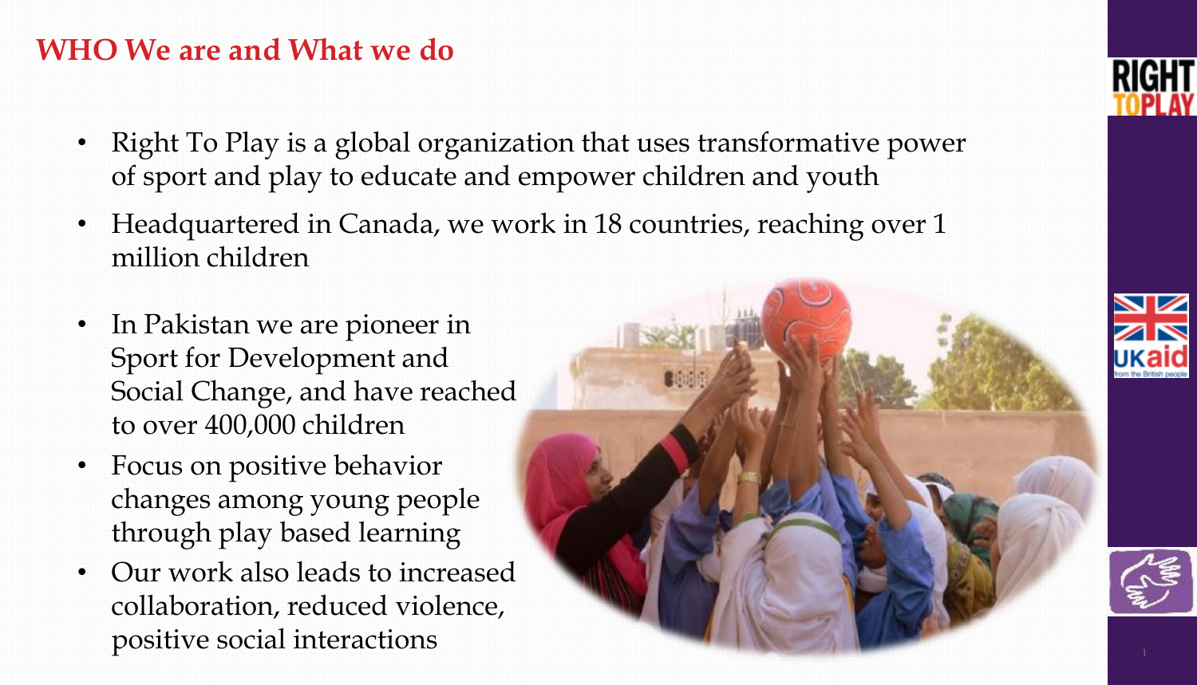## WHO We are and What we do

- Right To Play is a global organization that uses transformative power of sport and play to educate and empower children and youth
- Headquartered in Canada, we work in 18 countries, reaching over 1 million children
- In Pakistan we are pioneer in Sport for Development and Social Change, and have reached to over 400,000 children
- Focus on positive behavior changes among young people through play based learning
- Our work also leads to increased collaboration, reduced violence, positive social interactions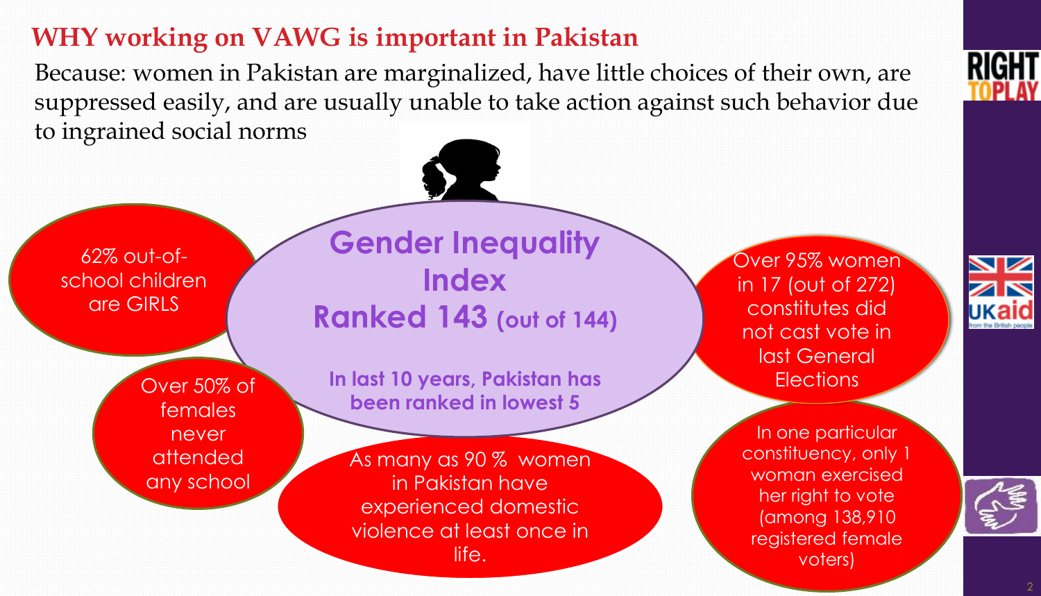# WHY working on VAWG is important in Pakistan

Because: women in Pakistan are marginalized, have little choices of their own, are suppressed easily, and are usually unable to take action against such behavior due to ingrained social norms

## Gender Inequality Index

## Ranked 143 (out of 144)

**In last 10 years, Pakistan has been ranked in lowest 5**

- 62% out-of-school children are GIRLS
- Over 50% of females never attended any school
- As many as 90 % women in Pakistan have experienced domestic violence at least once in life.
- Over 95% women in 17 (out of 272) constitutes did not cast vote in last General Elections
- In one particular constituency, only 1 woman exercised her right to vote (among 138,910 registered female voters)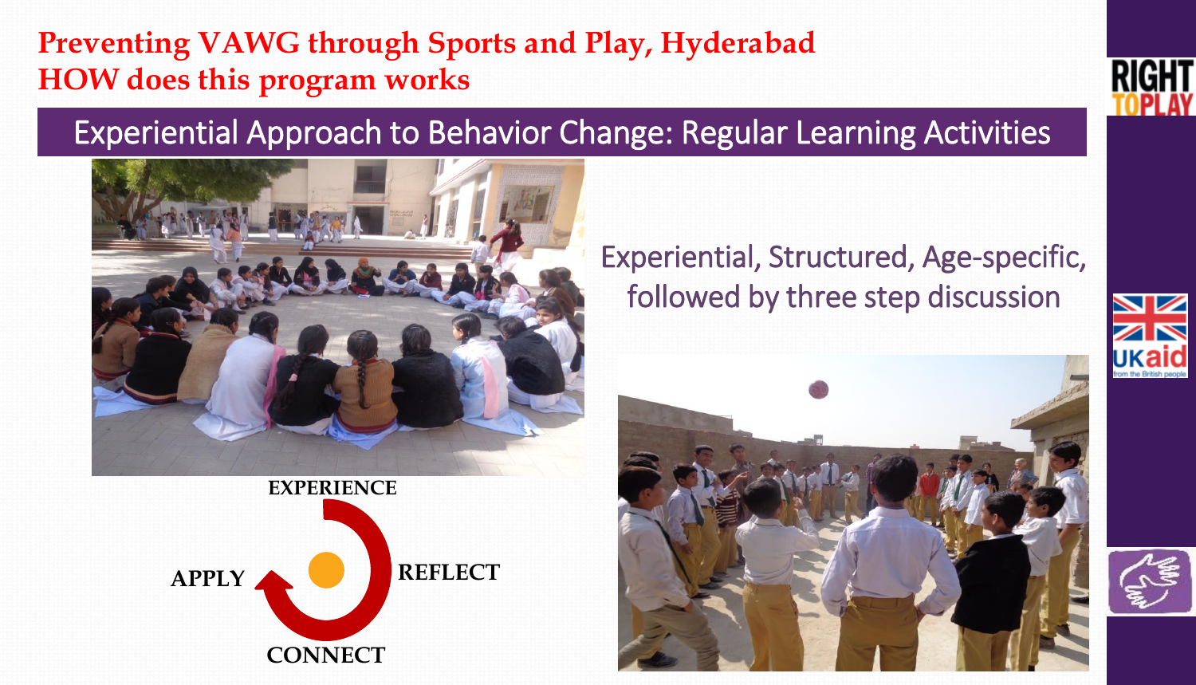# Preventing VAWG through Sports and Play, Hyderabad
# HOW does this program works

## Experiential Approach to Behavior Change: Regular Learning Activities

Experiential, Structured, Age-specific, followed by three step discussion

EXPERIENCE

REFLECT

CONNECT

APPLY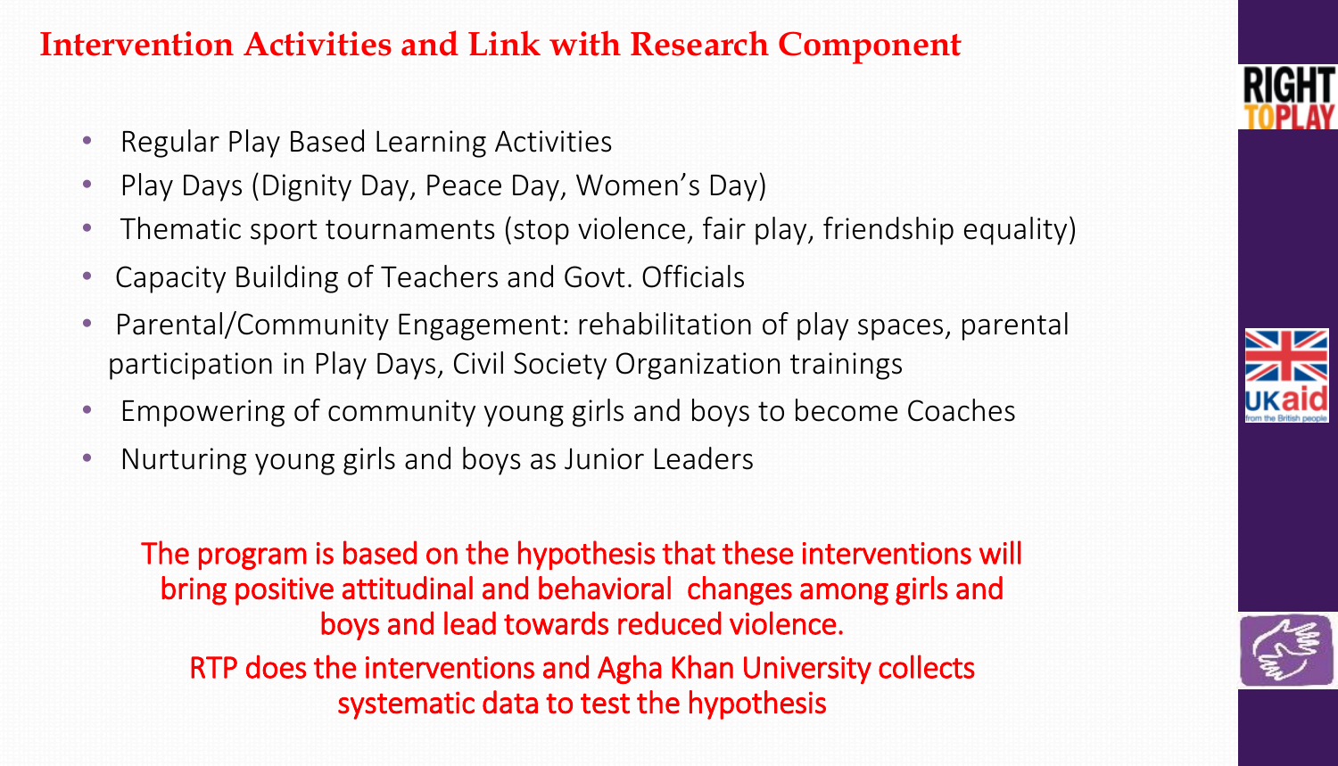## Intervention Activities and Link with Research Component

- Regular Play Based Learning Activities
- Play Days (Dignity Day, Peace Day, Women's Day)
- Thematic sport tournaments (stop violence, fair play, friendship equality)
- Capacity Building of Teachers and Govt. Officials
- Parental/Community Engagement: rehabilitation of play spaces, parental participation in Play Days, Civil Society Organization trainings
- Empowering of community young girls and boys to become Coaches
- Nurturing young girls and boys as Junior Leaders

The program is based on the hypothesis that these interventions will bring positive attitudinal and behavioral changes among girls and boys and lead towards reduced violence.

RTP does the interventions and Agha Khan University collects systematic data to test the hypothesis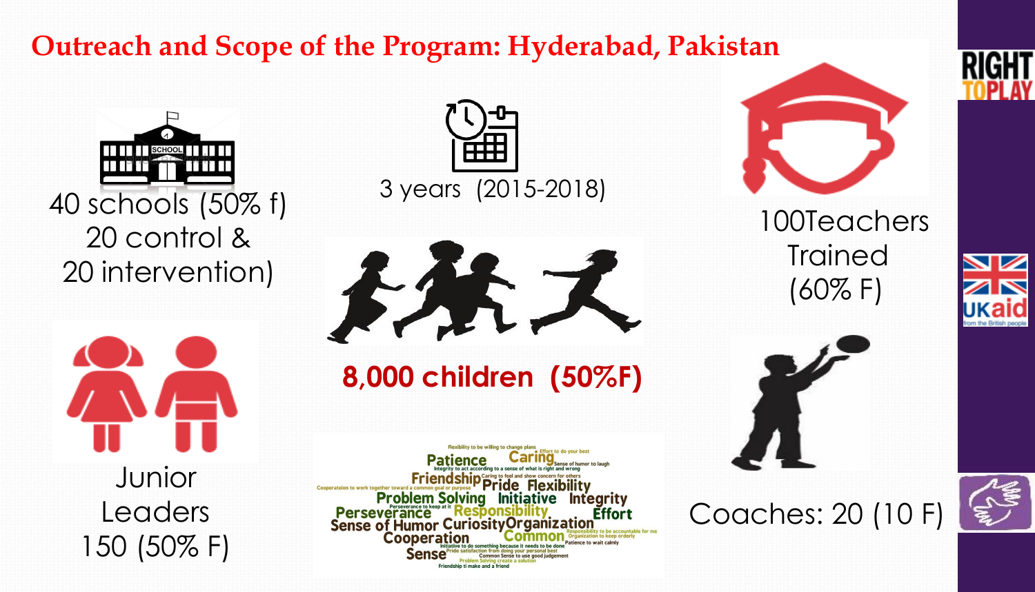# Outreach and Scope of the Program: Hyderabad, Pakistan

40 schools (50% f)
20 control &
20 intervention)

3 years (2015-2018)

100Teachers
Trained
(60% F)

**8,000 children (50%F)**

Junior
Leaders
150 (50% F)

Coaches: 20 (10 F)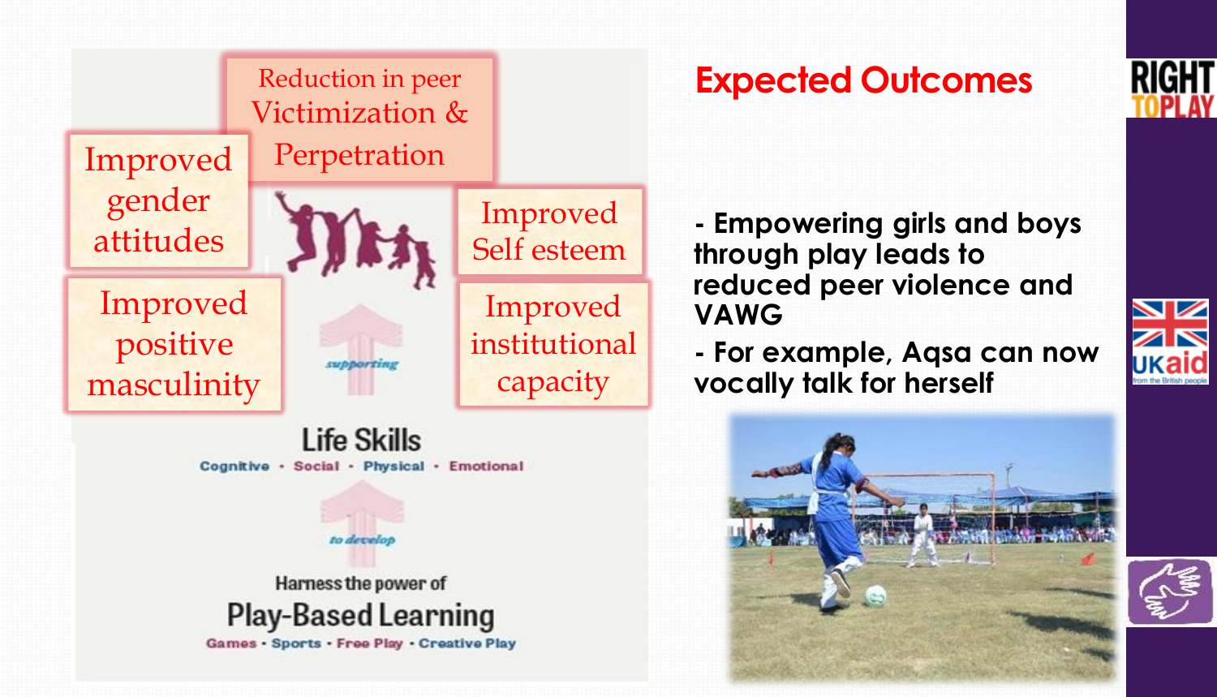## Expected Outcomes

Reduction in peer Victimization & Perpetration

Improved gender attitudes

Improved Self esteem

Improved positive masculinity

Improved institutional capacity

*supporting*

**Life Skills**

Cognitive · Social · Physical · Emotional

*to develop*

Harness the power of

**Play-Based Learning**

Games · Sports · Free Play · Creative Play

- **Empowering girls and boys through play leads to reduced peer violence and VAWG**
- **For example, Aqsa can now vocally talk for herself**